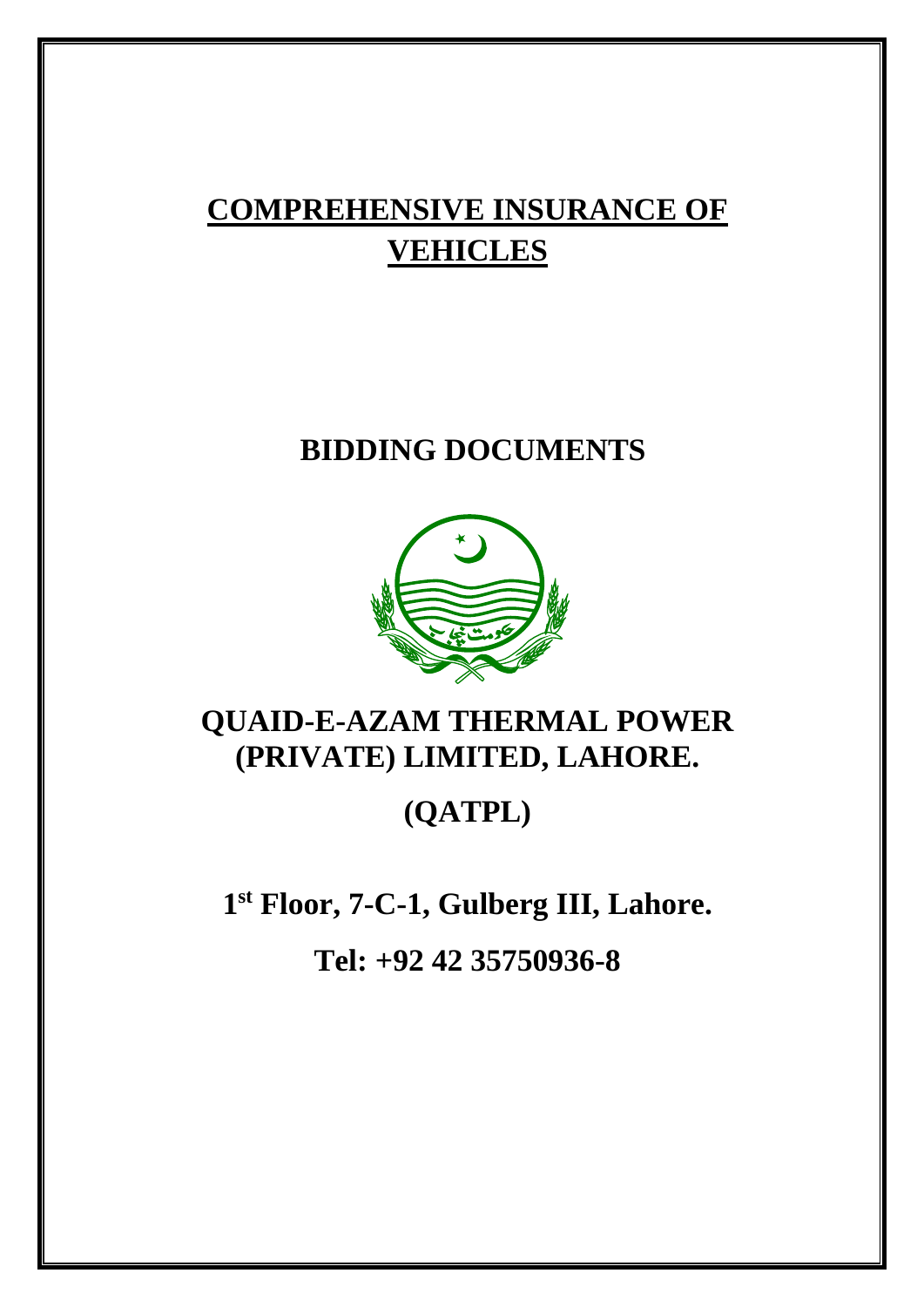# COMPREHENSIVE INSURANCE OF VEHICLES

## BIDDING DOCUMENTS

## QUAID-E-AZAM THERMAL POWER (PRIVATE) LIMITED, LAHORE.

## (QATPL)

**1st Floor, 7-C-1, Gulberg III, Lahore.**

**Tel: +92 42 35750936-8**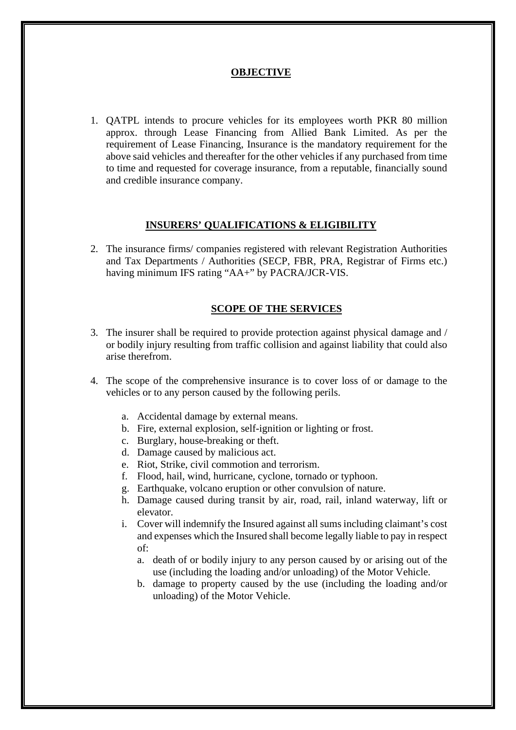## OBJECTIVE

1. QATPL intends to procure vehicles for its employees worth PKR 80 million approx. through Lease Financing from Allied Bank Limited. As per the requirement of Lease Financing, Insurance is the mandatory requirement for the above said vehicles and thereafter for the other vehicles if any purchased from time to time and requested for coverage insurance, from a reputable, financially sound and credible insurance company.

## INSURERS' QUALIFICATIONS & ELIGIBILITY

2. The insurance firms/ companies registered with relevant Registration Authorities and Tax Departments / Authorities (SECP, FBR, PRA, Registrar of Firms etc.) having minimum IFS rating "AA+" by PACRA/JCR-VIS.

## SCOPE OF THE SERVICES

3. The insurer shall be required to provide protection against physical damage and / or bodily injury resulting from traffic collision and against liability that could also arise therefrom.

4. The scope of the comprehensive insurance is to cover loss of or damage to the vehicles or to any person caused by the following perils.

   a. Accidental damage by external means.
   b. Fire, external explosion, self-ignition or lighting or frost.
   c. Burglary, house-breaking or theft.
   d. Damage caused by malicious act.
   e. Riot, Strike, civil commotion and terrorism.
   f. Flood, hail, wind, hurricane, cyclone, tornado or typhoon.
   g. Earthquake, volcano eruption or other convulsion of nature.
   h. Damage caused during transit by air, road, rail, inland waterway, lift or elevator.
   i. Cover will indemnify the Insured against all sums including claimant's cost and expenses which the Insured shall become legally liable to pay in respect of:
      a. death of or bodily injury to any person caused by or arising out of the use (including the loading and/or unloading) of the Motor Vehicle.
      b. damage to property caused by the use (including the loading and/or unloading) of the Motor Vehicle.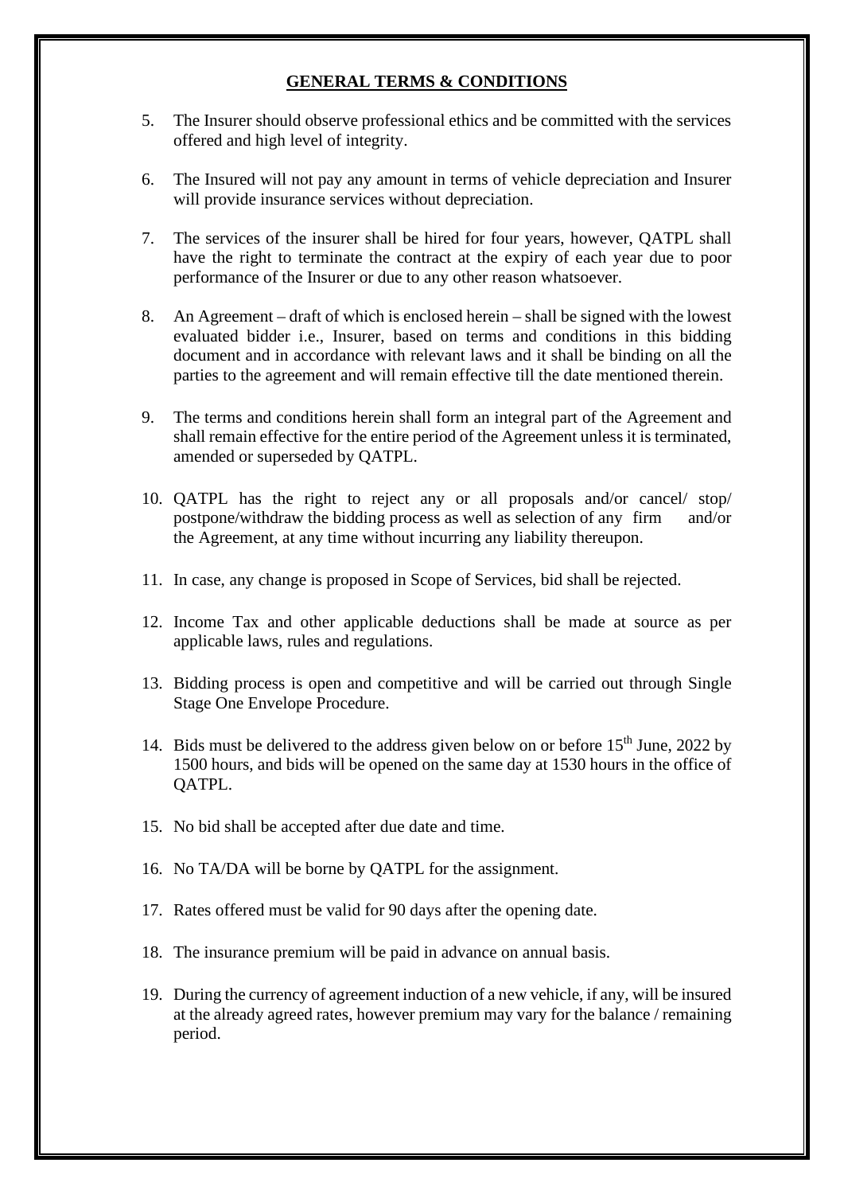## GENERAL TERMS & CONDITIONS

5. The Insurer should observe professional ethics and be committed with the services offered and high level of integrity.

6. The Insured will not pay any amount in terms of vehicle depreciation and Insurer will provide insurance services without depreciation.

7. The services of the insurer shall be hired for four years, however, QATPL shall have the right to terminate the contract at the expiry of each year due to poor performance of the Insurer or due to any other reason whatsoever.

8. An Agreement – draft of which is enclosed herein – shall be signed with the lowest evaluated bidder i.e., Insurer, based on terms and conditions in this bidding document and in accordance with relevant laws and it shall be binding on all the parties to the agreement and will remain effective till the date mentioned therein.

9. The terms and conditions herein shall form an integral part of the Agreement and shall remain effective for the entire period of the Agreement unless it is terminated, amended or superseded by QATPL.

10. QATPL has the right to reject any or all proposals and/or cancel/ stop/ postpone/withdraw the bidding process as well as selection of any firm and/or the Agreement, at any time without incurring any liability thereupon.

11. In case, any change is proposed in Scope of Services, bid shall be rejected.

12. Income Tax and other applicable deductions shall be made at source as per applicable laws, rules and regulations.

13. Bidding process is open and competitive and will be carried out through Single Stage One Envelope Procedure.

14. Bids must be delivered to the address given below on or before 15th June, 2022 by 1500 hours, and bids will be opened on the same day at 1530 hours in the office of QATPL.

15. No bid shall be accepted after due date and time.

16. No TA/DA will be borne by QATPL for the assignment.

17. Rates offered must be valid for 90 days after the opening date.

18. The insurance premium will be paid in advance on annual basis.

19. During the currency of agreement induction of a new vehicle, if any, will be insured at the already agreed rates, however premium may vary for the balance / remaining period.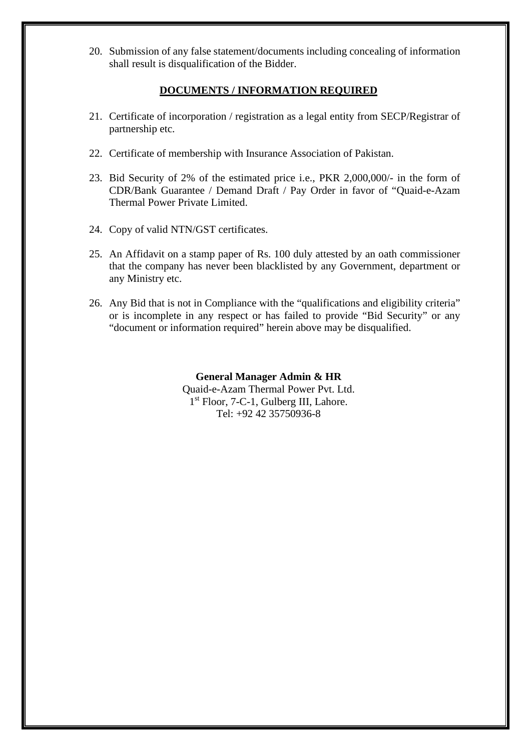20. Submission of any false statement/documents including concealing of information shall result is disqualification of the Bidder.

## DOCUMENTS / INFORMATION REQUIRED

21. Certificate of incorporation / registration as a legal entity from SECP/Registrar of partnership etc.

22. Certificate of membership with Insurance Association of Pakistan.

23. Bid Security of 2% of the estimated price i.e., PKR 2,000,000/- in the form of CDR/Bank Guarantee / Demand Draft / Pay Order in favor of "Quaid-e-Azam Thermal Power Private Limited.

24. Copy of valid NTN/GST certificates.

25. An Affidavit on a stamp paper of Rs. 100 duly attested by an oath commissioner that the company has never been blacklisted by any Government, department or any Ministry etc.

26. Any Bid that is not in Compliance with the "qualifications and eligibility criteria" or is incomplete in any respect or has failed to provide "Bid Security" or any "document or information required" herein above may be disqualified.

**General Manager Admin & HR**
Quaid-e-Azam Thermal Power Pvt. Ltd.
1st Floor, 7-C-1, Gulberg III, Lahore.
Tel: +92 42 35750936-8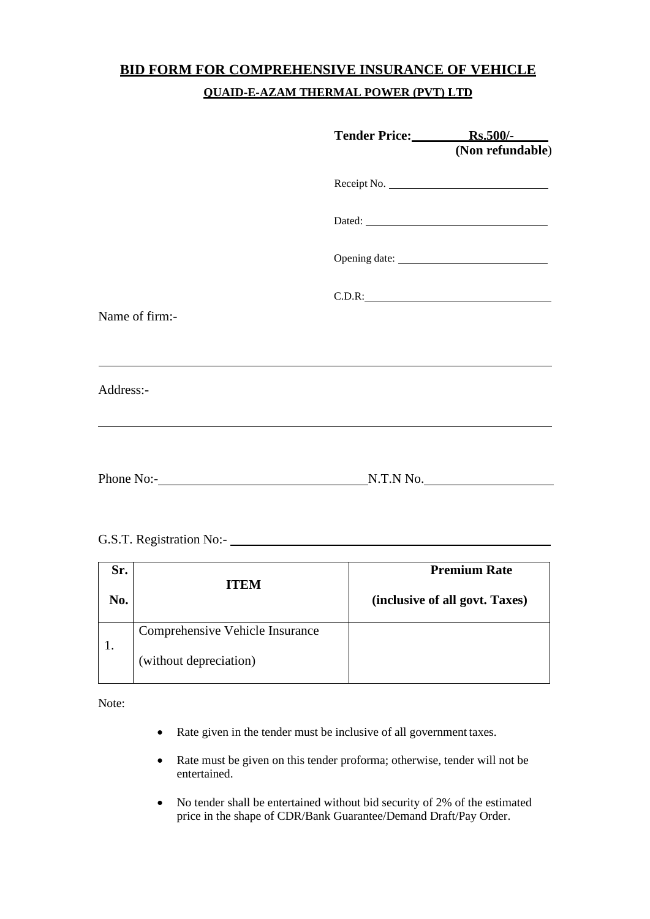# BID FORM FOR COMPREHENSIVE INSURANCE OF VEHICLE

## QUAID-E-AZAM THERMAL POWER (PVT) LTD

**Tender Price: Rs.500/-**
**(Non refundable)**

Receipt No. ______________________

Dated: ______________________

Opening date: ______________________

C.D.R: ______________________

Name of firm:-

______________________________________________

Address:-

______________________________________________

Phone No:- ______________________ N.T.N No. ______________________

G.S.T. Registration No:- ______________________

| Sr. No. | ITEM | Premium Rate (inclusive of all govt. Taxes) |
|---|---|---|
| 1. | Comprehensive Vehicle Insurance (without depreciation) | |

Note:

- Rate given in the tender must be inclusive of all government taxes.
- Rate must be given on this tender proforma; otherwise, tender will not be entertained.
- No tender shall be entertained without bid security of 2% of the estimated price in the shape of CDR/Bank Guarantee/Demand Draft/Pay Order.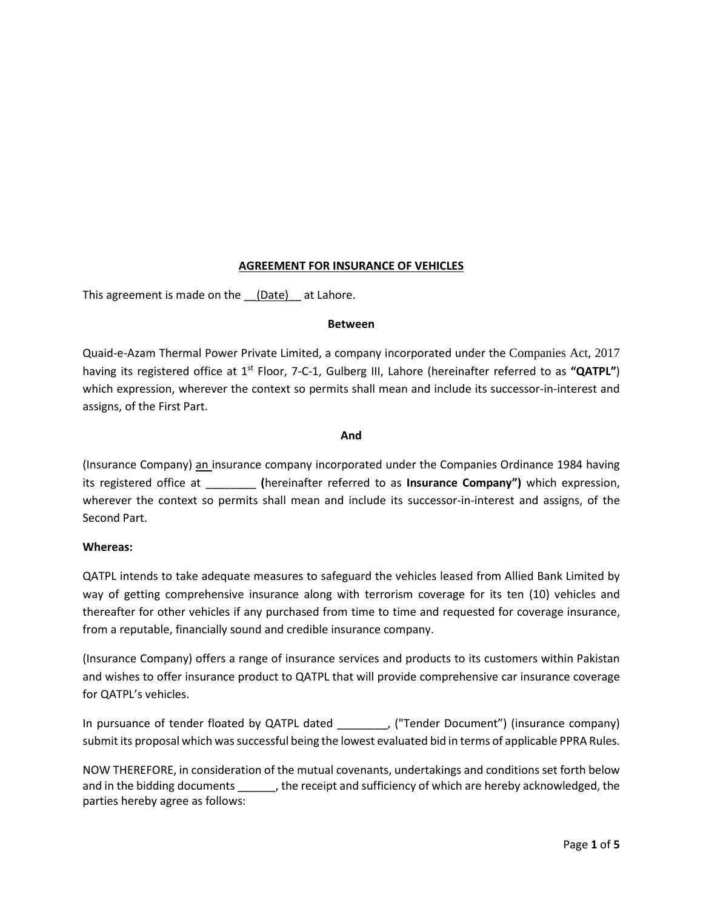## AGREEMENT FOR INSURANCE OF VEHICLES

This agreement is made on the __(Date)__ at Lahore.

**Between**

Quaid-e-Azam Thermal Power Private Limited, a company incorporated under the Companies Act, 2017 having its registered office at 1st Floor, 7-C-1, Gulberg III, Lahore (hereinafter referred to as **"QATPL"**) which expression, wherever the context so permits shall mean and include its successor-in-interest and assigns, of the First Part.

**And**

(Insurance Company) an insurance company incorporated under the Companies Ordinance 1984 having its registered office at ________ **(**hereinafter referred to as **Insurance Company")** which expression, wherever the context so permits shall mean and include its successor-in-interest and assigns, of the Second Part.

**Whereas:**

QATPL intends to take adequate measures to safeguard the vehicles leased from Allied Bank Limited by way of getting comprehensive insurance along with terrorism coverage for its ten (10) vehicles and thereafter for other vehicles if any purchased from time to time and requested for coverage insurance, from a reputable, financially sound and credible insurance company.

(Insurance Company) offers a range of insurance services and products to its customers within Pakistan and wishes to offer insurance product to QATPL that will provide comprehensive car insurance coverage for QATPL's vehicles.

In pursuance of tender floated by QATPL dated ________, ("Tender Document") (insurance company) submit its proposal which was successful being the lowest evaluated bid in terms of applicable PPRA Rules.

NOW THEREFORE, in consideration of the mutual covenants, undertakings and conditions set forth below and in the bidding documents ______, the receipt and sufficiency of which are hereby acknowledged, the parties hereby agree as follows: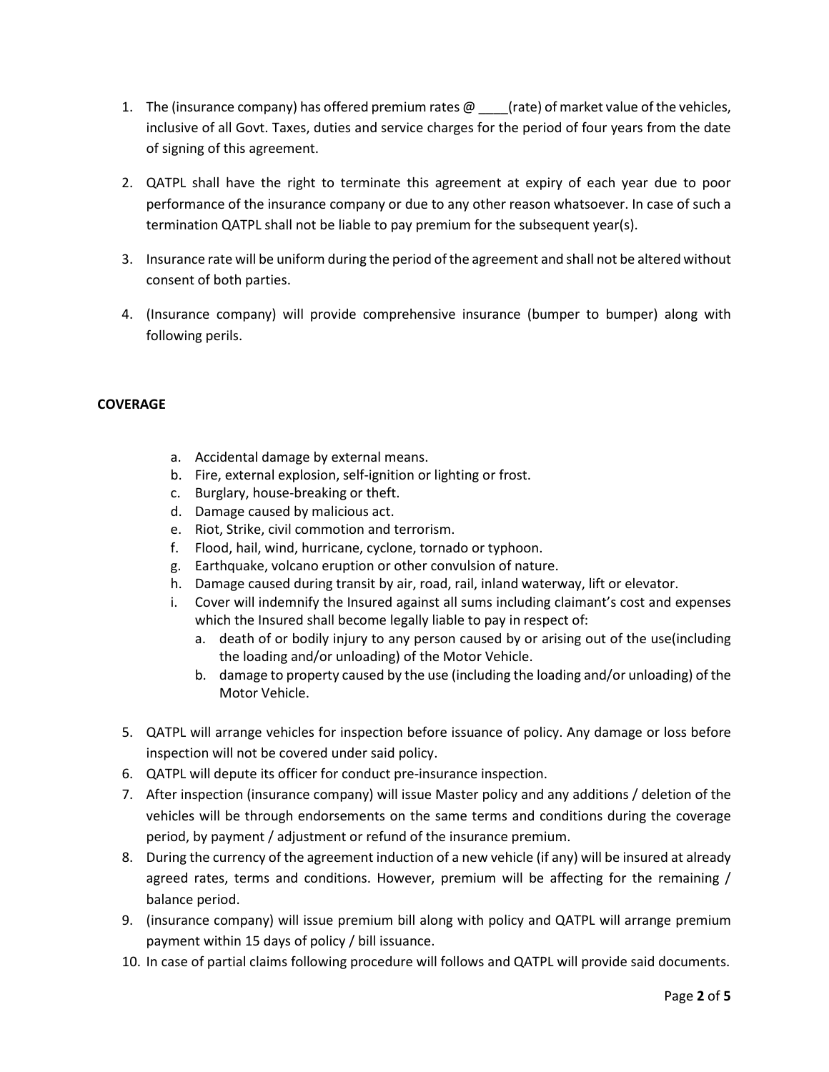1. The (insurance company) has offered premium rates @ ____(rate) of market value of the vehicles, inclusive of all Govt. Taxes, duties and service charges for the period of four years from the date of signing of this agreement.

2. QATPL shall have the right to terminate this agreement at expiry of each year due to poor performance of the insurance company or due to any other reason whatsoever. In case of such a termination QATPL shall not be liable to pay premium for the subsequent year(s).

3. Insurance rate will be uniform during the period of the agreement and shall not be altered without consent of both parties.

4. (Insurance company) will provide comprehensive insurance (bumper to bumper) along with following perils.

**COVERAGE**

a. Accidental damage by external means.
b. Fire, external explosion, self-ignition or lighting or frost.
c. Burglary, house-breaking or theft.
d. Damage caused by malicious act.
e. Riot, Strike, civil commotion and terrorism.
f. Flood, hail, wind, hurricane, cyclone, tornado or typhoon.
g. Earthquake, volcano eruption or other convulsion of nature.
h. Damage caused during transit by air, road, rail, inland waterway, lift or elevator.
i. Cover will indemnify the Insured against all sums including claimant's cost and expenses which the Insured shall become legally liable to pay in respect of:
    a. death of or bodily injury to any person caused by or arising out of the use(including the loading and/or unloading) of the Motor Vehicle.
    b. damage to property caused by the use (including the loading and/or unloading) of the Motor Vehicle.

5. QATPL will arrange vehicles for inspection before issuance of policy. Any damage or loss before inspection will not be covered under said policy.
6. QATPL will depute its officer for conduct pre-insurance inspection.
7. After inspection (insurance company) will issue Master policy and any additions / deletion of the vehicles will be through endorsements on the same terms and conditions during the coverage period, by payment / adjustment or refund of the insurance premium.
8. During the currency of the agreement induction of a new vehicle (if any) will be insured at already agreed rates, terms and conditions. However, premium will be affecting for the remaining / balance period.
9. (insurance company) will issue premium bill along with policy and QATPL will arrange premium payment within 15 days of policy / bill issuance.
10. In case of partial claims following procedure will follows and QATPL will provide said documents.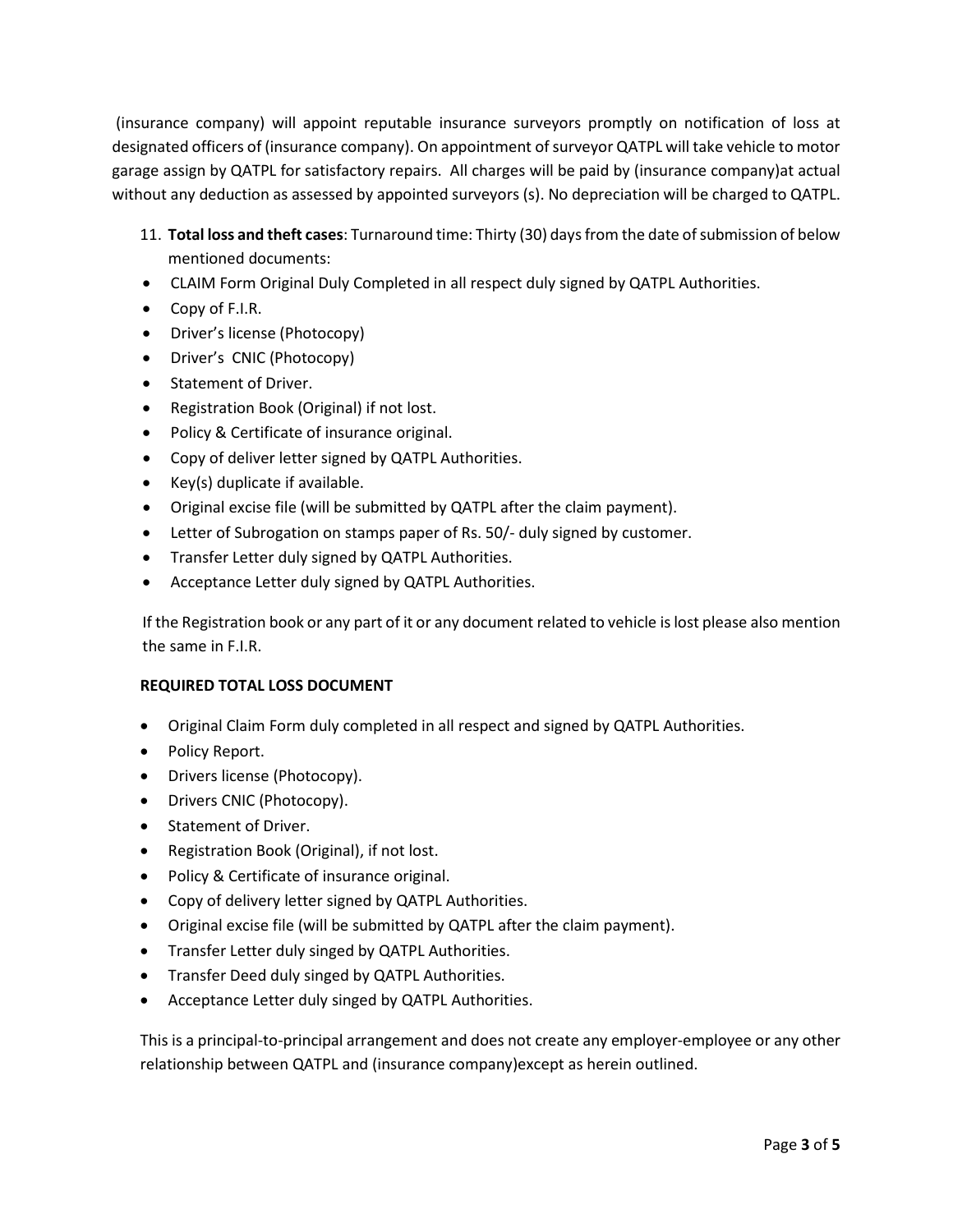(insurance company) will appoint reputable insurance surveyors promptly on notification of loss at designated officers of (insurance company). On appointment of surveyor QATPL will take vehicle to motor garage assign by QATPL for satisfactory repairs. All charges will be paid by (insurance company)at actual without any deduction as assessed by appointed surveyors (s). No depreciation will be charged to QATPL.

11. **Total loss and theft cases**: Turnaround time: Thirty (30) days from the date of submission of below mentioned documents:

- CLAIM Form Original Duly Completed in all respect duly signed by QATPL Authorities.
- Copy of F.I.R.
- Driver's license (Photocopy)
- Driver's CNIC (Photocopy)
- Statement of Driver.
- Registration Book (Original) if not lost.
- Policy & Certificate of insurance original.
- Copy of deliver letter signed by QATPL Authorities.
- Key(s) duplicate if available.
- Original excise file (will be submitted by QATPL after the claim payment).
- Letter of Subrogation on stamps paper of Rs. 50/- duly signed by customer.
- Transfer Letter duly signed by QATPL Authorities.
- Acceptance Letter duly signed by QATPL Authorities.

If the Registration book or any part of it or any document related to vehicle is lost please also mention the same in F.I.R.

**REQUIRED TOTAL LOSS DOCUMENT**

- Original Claim Form duly completed in all respect and signed by QATPL Authorities.
- Policy Report.
- Drivers license (Photocopy).
- Drivers CNIC (Photocopy).
- Statement of Driver.
- Registration Book (Original), if not lost.
- Policy & Certificate of insurance original.
- Copy of delivery letter signed by QATPL Authorities.
- Original excise file (will be submitted by QATPL after the claim payment).
- Transfer Letter duly singed by QATPL Authorities.
- Transfer Deed duly singed by QATPL Authorities.
- Acceptance Letter duly singed by QATPL Authorities.

This is a principal-to-principal arrangement and does not create any employer-employee or any other relationship between QATPL and (insurance company)except as herein outlined.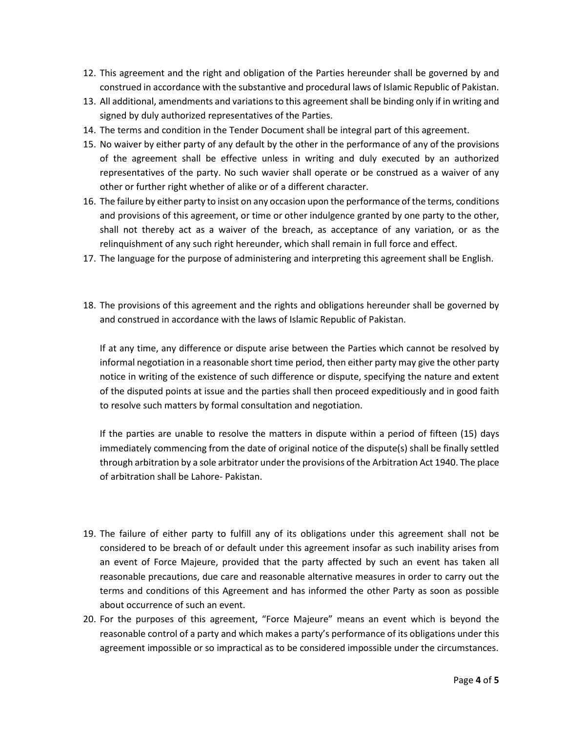12. This agreement and the right and obligation of the Parties hereunder shall be governed by and construed in accordance with the substantive and procedural laws of Islamic Republic of Pakistan.
13. All additional, amendments and variations to this agreement shall be binding only if in writing and signed by duly authorized representatives of the Parties.
14. The terms and condition in the Tender Document shall be integral part of this agreement.
15. No waiver by either party of any default by the other in the performance of any of the provisions of the agreement shall be effective unless in writing and duly executed by an authorized representatives of the party. No such wavier shall operate or be construed as a waiver of any other or further right whether of alike or of a different character.
16. The failure by either party to insist on any occasion upon the performance of the terms, conditions and provisions of this agreement, or time or other indulgence granted by one party to the other, shall not thereby act as a waiver of the breach, as acceptance of any variation, or as the relinquishment of any such right hereunder, which shall remain in full force and effect.
17. The language for the purpose of administering and interpreting this agreement shall be English.

18. The provisions of this agreement and the rights and obligations hereunder shall be governed by and construed in accordance with the laws of Islamic Republic of Pakistan.

    If at any time, any difference or dispute arise between the Parties which cannot be resolved by informal negotiation in a reasonable short time period, then either party may give the other party notice in writing of the existence of such difference or dispute, specifying the nature and extent of the disputed points at issue and the parties shall then proceed expeditiously and in good faith to resolve such matters by formal consultation and negotiation.

    If the parties are unable to resolve the matters in dispute within a period of fifteen (15) days immediately commencing from the date of original notice of the dispute(s) shall be finally settled through arbitration by a sole arbitrator under the provisions of the Arbitration Act 1940. The place of arbitration shall be Lahore- Pakistan.

19. The failure of either party to fulfill any of its obligations under this agreement shall not be considered to be breach of or default under this agreement insofar as such inability arises from an event of Force Majeure, provided that the party affected by such an event has taken all reasonable precautions, due care and reasonable alternative measures in order to carry out the terms and conditions of this Agreement and has informed the other Party as soon as possible about occurrence of such an event.
20. For the purposes of this agreement, "Force Majeure" means an event which is beyond the reasonable control of a party and which makes a party's performance of its obligations under this agreement impossible or so impractical as to be considered impossible under the circumstances.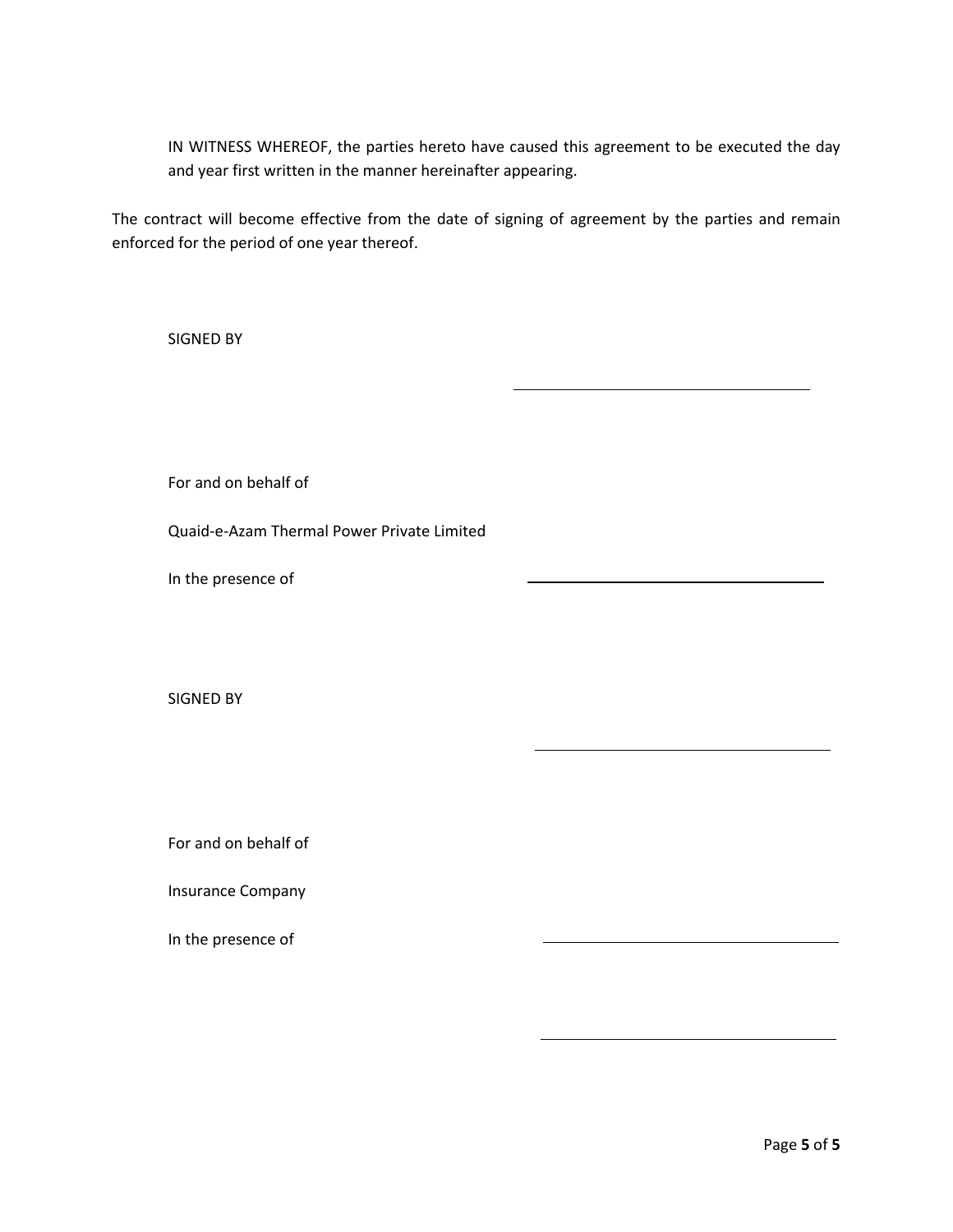IN WITNESS WHEREOF, the parties hereto have caused this agreement to be executed the day and year first written in the manner hereinafter appearing.

The contract will become effective from the date of signing of agreement by the parties and remain enforced for the period of one year thereof.

SIGNED BY ______________________________

For and on behalf of

Quaid-e-Azam Thermal Power Private Limited

In the presence of ______________________________

SIGNED BY ______________________________

For and on behalf of

Insurance Company

In the presence of ______________________________

______________________________